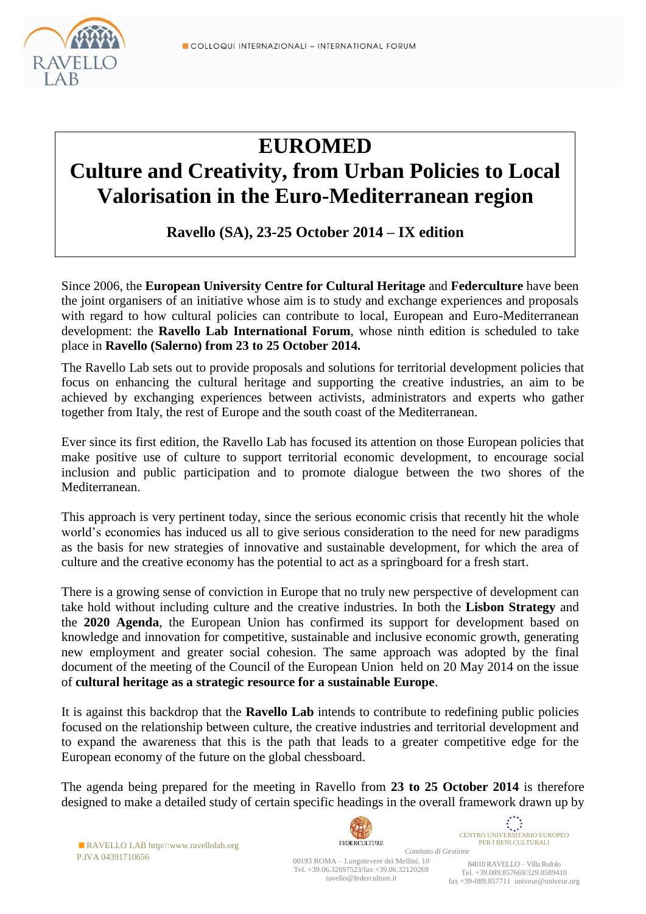# EUROMED

# Culture and Creativity, from Urban Policies to Local Valorisation in the Euro-Mediterranean region

**Ravello (SA), 23-25 October 2014 – IX edition**

Since 2006, the **European University Centre for Cultural Heritage** and **Federculture** have been the joint organisers of an initiative whose aim is to study and exchange experiences and proposals with regard to how cultural policies can contribute to local, European and Euro-Mediterranean development: the **Ravello Lab International Forum**, whose ninth edition is scheduled to take place in **Ravello (Salerno) from 23 to 25 October 2014.**

The Ravello Lab sets out to provide proposals and solutions for territorial development policies that focus on enhancing the cultural heritage and supporting the creative industries, an aim to be achieved by exchanging experiences between activists, administrators and experts who gather together from Italy, the rest of Europe and the south coast of the Mediterranean.

Ever since its first edition, the Ravello Lab has focused its attention on those European policies that make positive use of culture to support territorial economic development, to encourage social inclusion and public participation and to promote dialogue between the two shores of the Mediterranean.

This approach is very pertinent today, since the serious economic crisis that recently hit the whole world's economies has induced us all to give serious consideration to the need for new paradigms as the basis for new strategies of innovative and sustainable development, for which the area of culture and the creative economy has the potential to act as a springboard for a fresh start.

There is a growing sense of conviction in Europe that no truly new perspective of development can take hold without including culture and the creative industries. In both the **Lisbon Strategy** and the **2020 Agenda**, the European Union has confirmed its support for development based on knowledge and innovation for competitive, sustainable and inclusive economic growth, generating new employment and greater social cohesion. The same approach was adopted by the final document of the meeting of the Council of the European Union held on 20 May 2014 on the issue of **cultural heritage as a strategic resource for a sustainable Europe**.

It is against this backdrop that the **Ravello Lab** intends to contribute to redefining public policies focused on the relationship between culture, the creative industries and territorial development and to expand the awareness that this is the path that leads to a greater competitive edge for the European economy of the future on the global chessboard.

The agenda being prepared for the meeting in Ravello from **23 to 25 October 2014** is therefore designed to make a detailed study of certain specific headings in the overall framework drawn up by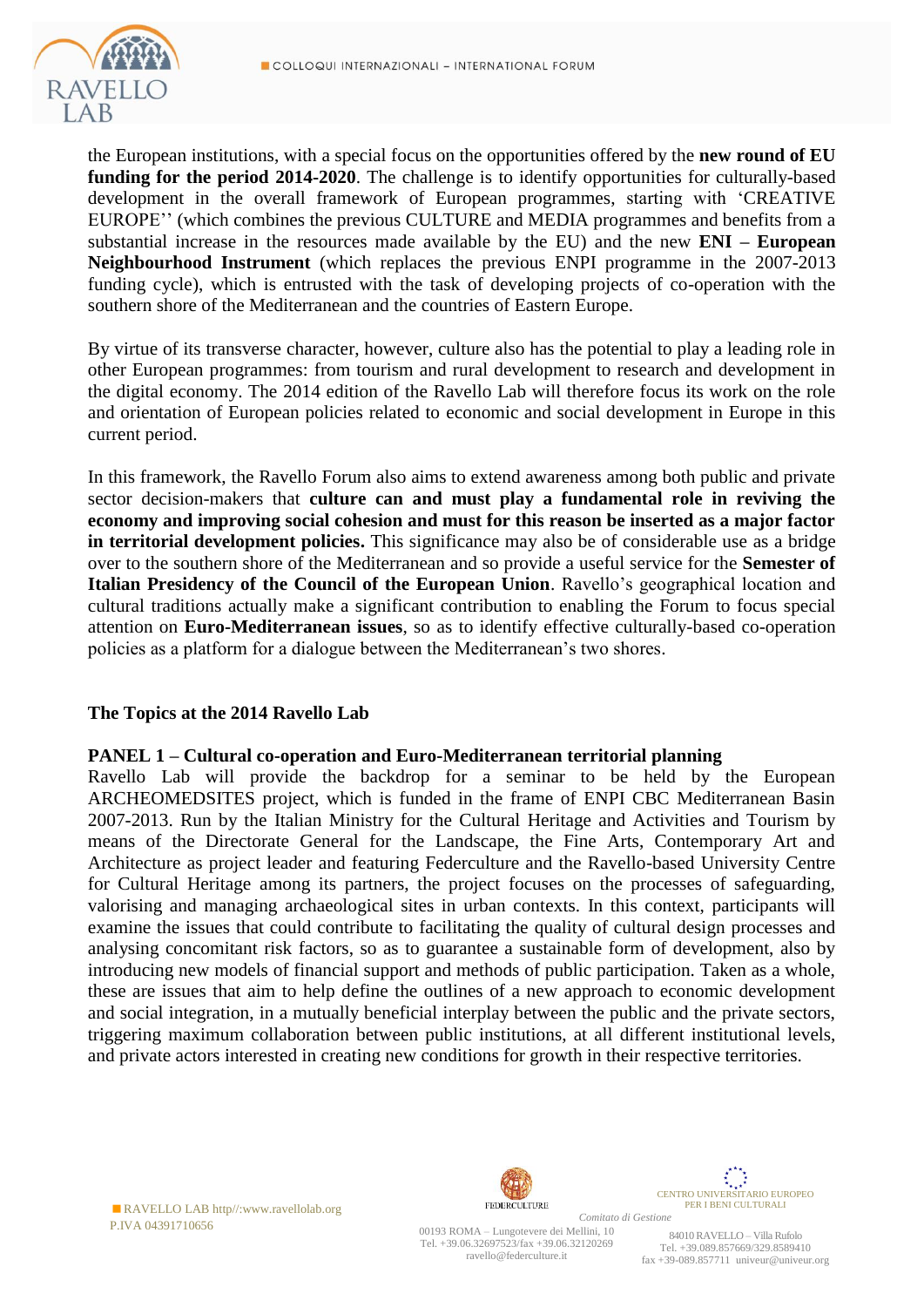the European institutions, with a special focus on the opportunities offered by the **new round of EU funding for the period 2014-2020**. The challenge is to identify opportunities for culturally-based development in the overall framework of European programmes, starting with 'CREATIVE EUROPE'' (which combines the previous CULTURE and MEDIA programmes and benefits from a substantial increase in the resources made available by the EU) and the new **ENI – European Neighbourhood Instrument** (which replaces the previous ENPI programme in the 2007-2013 funding cycle), which is entrusted with the task of developing projects of co-operation with the southern shore of the Mediterranean and the countries of Eastern Europe.

By virtue of its transverse character, however, culture also has the potential to play a leading role in other European programmes: from tourism and rural development to research and development in the digital economy. The 2014 edition of the Ravello Lab will therefore focus its work on the role and orientation of European policies related to economic and social development in Europe in this current period.

In this framework, the Ravello Forum also aims to extend awareness among both public and private sector decision-makers that **culture can and must play a fundamental role in reviving the economy and improving social cohesion and must for this reason be inserted as a major factor in territorial development policies.** This significance may also be of considerable use as a bridge over to the southern shore of the Mediterranean and so provide a useful service for the **Semester of Italian Presidency of the Council of the European Union**. Ravello's geographical location and cultural traditions actually make a significant contribution to enabling the Forum to focus special attention on **Euro-Mediterranean issues**, so as to identify effective culturally-based co-operation policies as a platform for a dialogue between the Mediterranean's two shores.

**The Topics at the 2014 Ravello Lab**

**PANEL 1 – Cultural co-operation and Euro-Mediterranean territorial planning**
Ravello Lab will provide the backdrop for a seminar to be held by the European ARCHEOMEDSITES project, which is funded in the frame of ENPI CBC Mediterranean Basin 2007-2013. Run by the Italian Ministry for the Cultural Heritage and Activities and Tourism by means of the Directorate General for the Landscape, the Fine Arts, Contemporary Art and Architecture as project leader and featuring Federculture and the Ravello-based University Centre for Cultural Heritage among its partners, the project focuses on the processes of safeguarding, valorising and managing archaeological sites in urban contexts. In this context, participants will examine the issues that could contribute to facilitating the quality of cultural design processes and analysing concomitant risk factors, so as to guarantee a sustainable form of development, also by introducing new models of financial support and methods of public participation. Taken as a whole, these are issues that aim to help define the outlines of a new approach to economic development and social integration, in a mutually beneficial interplay between the public and the private sectors, triggering maximum collaboration between public institutions, at all different institutional levels, and private actors interested in creating new conditions for growth in their respective territories.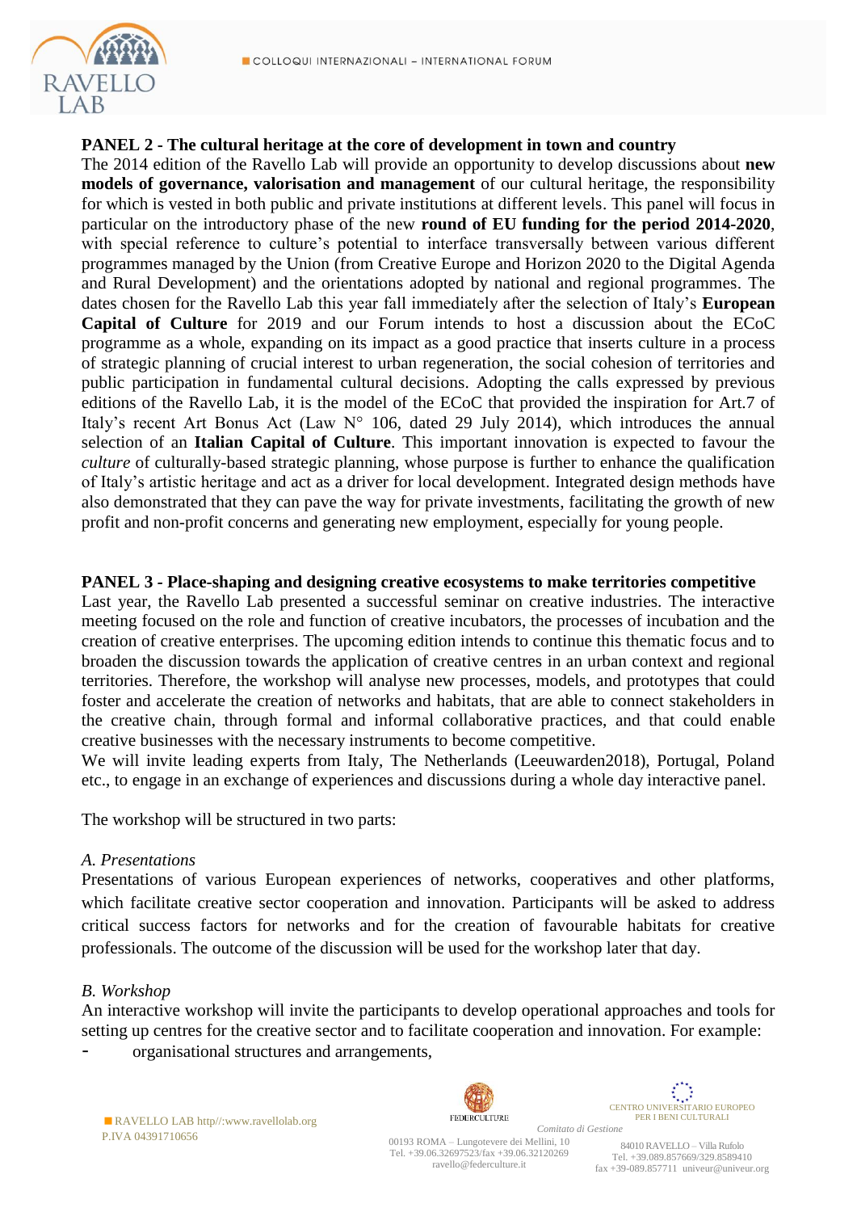**PANEL 2 - The cultural heritage at the core of development in town and country**

The 2014 edition of the Ravello Lab will provide an opportunity to develop discussions about **new models of governance, valorisation and management** of our cultural heritage, the responsibility for which is vested in both public and private institutions at different levels. This panel will focus in particular on the introductory phase of the new **round of EU funding for the period 2014-2020**, with special reference to culture's potential to interface transversally between various different programmes managed by the Union (from Creative Europe and Horizon 2020 to the Digital Agenda and Rural Development) and the orientations adopted by national and regional programmes. The dates chosen for the Ravello Lab this year fall immediately after the selection of Italy's **European Capital of Culture** for 2019 and our Forum intends to host a discussion about the ECoC programme as a whole, expanding on its impact as a good practice that inserts culture in a process of strategic planning of crucial interest to urban regeneration, the social cohesion of territories and public participation in fundamental cultural decisions. Adopting the calls expressed by previous editions of the Ravello Lab, it is the model of the ECoC that provided the inspiration for Art.7 of Italy's recent Art Bonus Act (Law N° 106, dated 29 July 2014), which introduces the annual selection of an **Italian Capital of Culture**. This important innovation is expected to favour the *culture* of culturally-based strategic planning, whose purpose is further to enhance the qualification of Italy's artistic heritage and act as a driver for local development. Integrated design methods have also demonstrated that they can pave the way for private investments, facilitating the growth of new profit and non-profit concerns and generating new employment, especially for young people.

**PANEL 3 - Place-shaping and designing creative ecosystems to make territories competitive**

Last year, the Ravello Lab presented a successful seminar on creative industries. The interactive meeting focused on the role and function of creative incubators, the processes of incubation and the creation of creative enterprises. The upcoming edition intends to continue this thematic focus and to broaden the discussion towards the application of creative centres in an urban context and regional territories. Therefore, the workshop will analyse new processes, models, and prototypes that could foster and accelerate the creation of networks and habitats, that are able to connect stakeholders in the creative chain, through formal and informal collaborative practices, and that could enable creative businesses with the necessary instruments to become competitive.

We will invite leading experts from Italy, The Netherlands (Leeuwarden2018), Portugal, Poland etc., to engage in an exchange of experiences and discussions during a whole day interactive panel.

The workshop will be structured in two parts:

*A. Presentations*

Presentations of various European experiences of networks, cooperatives and other platforms, which facilitate creative sector cooperation and innovation. Participants will be asked to address critical success factors for networks and for the creation of favourable habitats for creative professionals. The outcome of the discussion will be used for the workshop later that day.

*B. Workshop*

An interactive workshop will invite the participants to develop operational approaches and tools for setting up centres for the creative sector and to facilitate cooperation and innovation. For example:

- organisational structures and arrangements,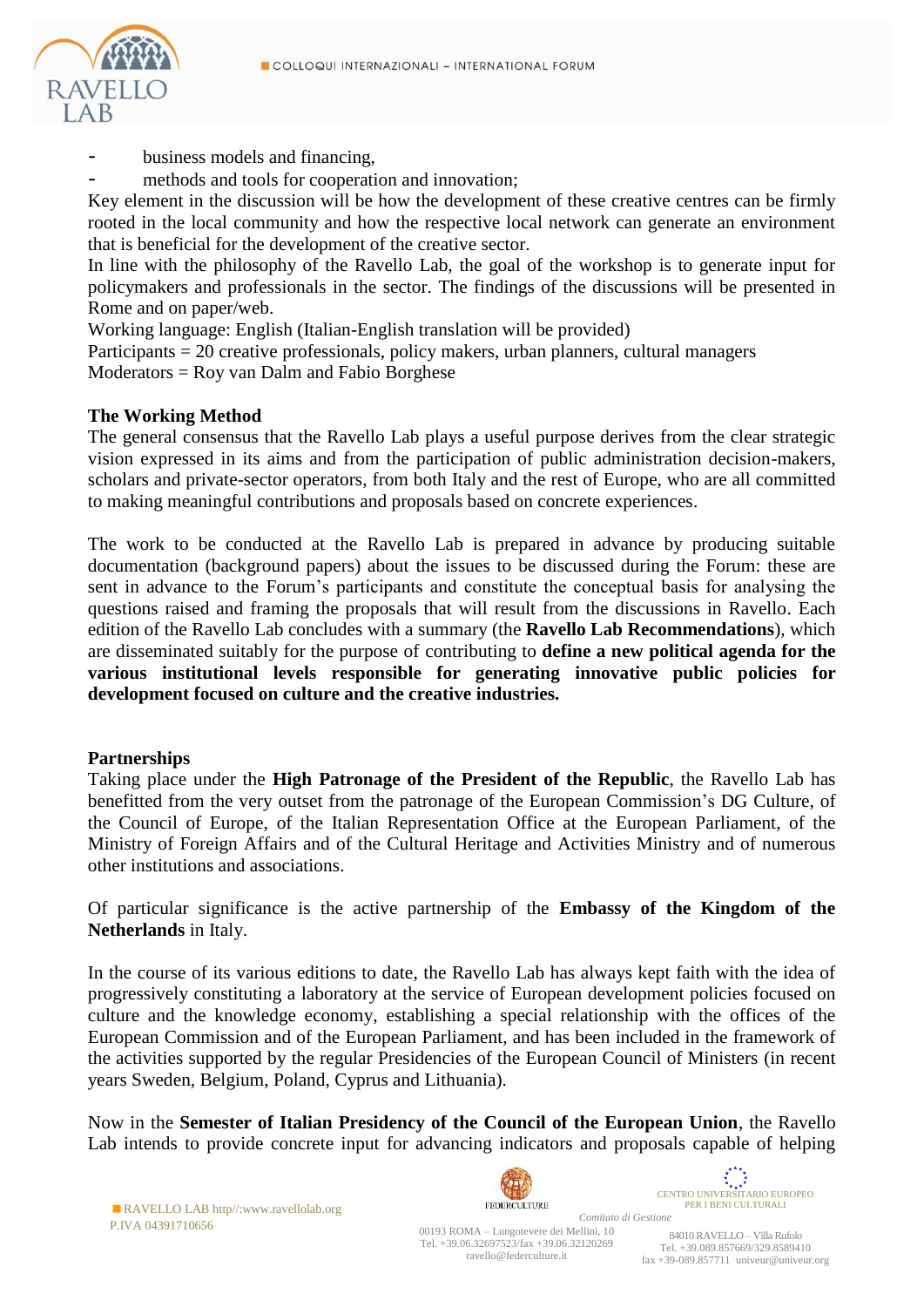- business models and financing,
- methods and tools for cooperation and innovation;

Key element in the discussion will be how the development of these creative centres can be firmly rooted in the local community and how the respective local network can generate an environment that is beneficial for the development of the creative sector.

In line with the philosophy of the Ravello Lab, the goal of the workshop is to generate input for policymakers and professionals in the sector. The findings of the discussions will be presented in Rome and on paper/web.

Working language: English (Italian-English translation will be provided)

Participants = 20 creative professionals, policy makers, urban planners, cultural managers

Moderators = Roy van Dalm and Fabio Borghese

**The Working Method**

The general consensus that the Ravello Lab plays a useful purpose derives from the clear strategic vision expressed in its aims and from the participation of public administration decision-makers, scholars and private-sector operators, from both Italy and the rest of Europe, who are all committed to making meaningful contributions and proposals based on concrete experiences.

The work to be conducted at the Ravello Lab is prepared in advance by producing suitable documentation (background papers) about the issues to be discussed during the Forum: these are sent in advance to the Forum's participants and constitute the conceptual basis for analysing the questions raised and framing the proposals that will result from the discussions in Ravello. Each edition of the Ravello Lab concludes with a summary (the **Ravello Lab Recommendations**), which are disseminated suitably for the purpose of contributing to **define a new political agenda for the various institutional levels responsible for generating innovative public policies for development focused on culture and the creative industries.**

**Partnerships**

Taking place under the **High Patronage of the President of the Republic**, the Ravello Lab has benefitted from the very outset from the patronage of the European Commission's DG Culture, of the Council of Europe, of the Italian Representation Office at the European Parliament, of the Ministry of Foreign Affairs and of the Cultural Heritage and Activities Ministry and of numerous other institutions and associations.

Of particular significance is the active partnership of the **Embassy of the Kingdom of the Netherlands** in Italy.

In the course of its various editions to date, the Ravello Lab has always kept faith with the idea of progressively constituting a laboratory at the service of European development policies focused on culture and the knowledge economy, establishing a special relationship with the offices of the European Commission and of the European Parliament, and has been included in the framework of the activities supported by the regular Presidencies of the European Council of Ministers (in recent years Sweden, Belgium, Poland, Cyprus and Lithuania).

Now in the **Semester of Italian Presidency of the Council of the European Union**, the Ravello Lab intends to provide concrete input for advancing indicators and proposals capable of helping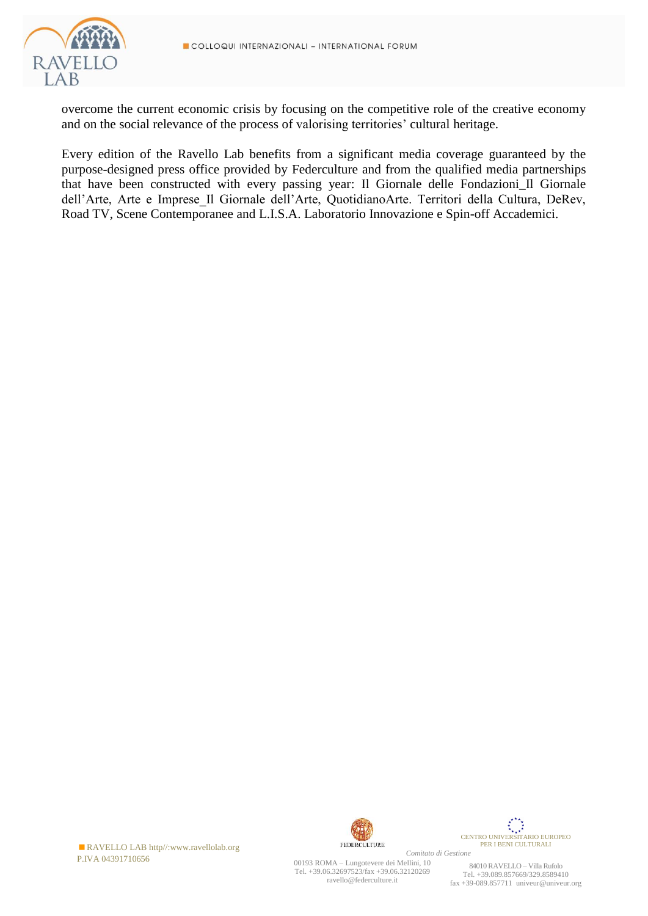overcome the current economic crisis by focusing on the competitive role of the creative economy and on the social relevance of the process of valorising territories' cultural heritage.

Every edition of the Ravello Lab benefits from a significant media coverage guaranteed by the purpose-designed press office provided by Federculture and from the qualified media partnerships that have been constructed with every passing year: Il Giornale delle Fondazioni_Il Giornale dell'Arte, Arte e Imprese_Il Giornale dell'Arte, QuotidianoArte. Territori della Cultura, DeRev, Road TV, Scene Contemporanee and L.I.S.A. Laboratorio Innovazione e Spin-off Accademici.